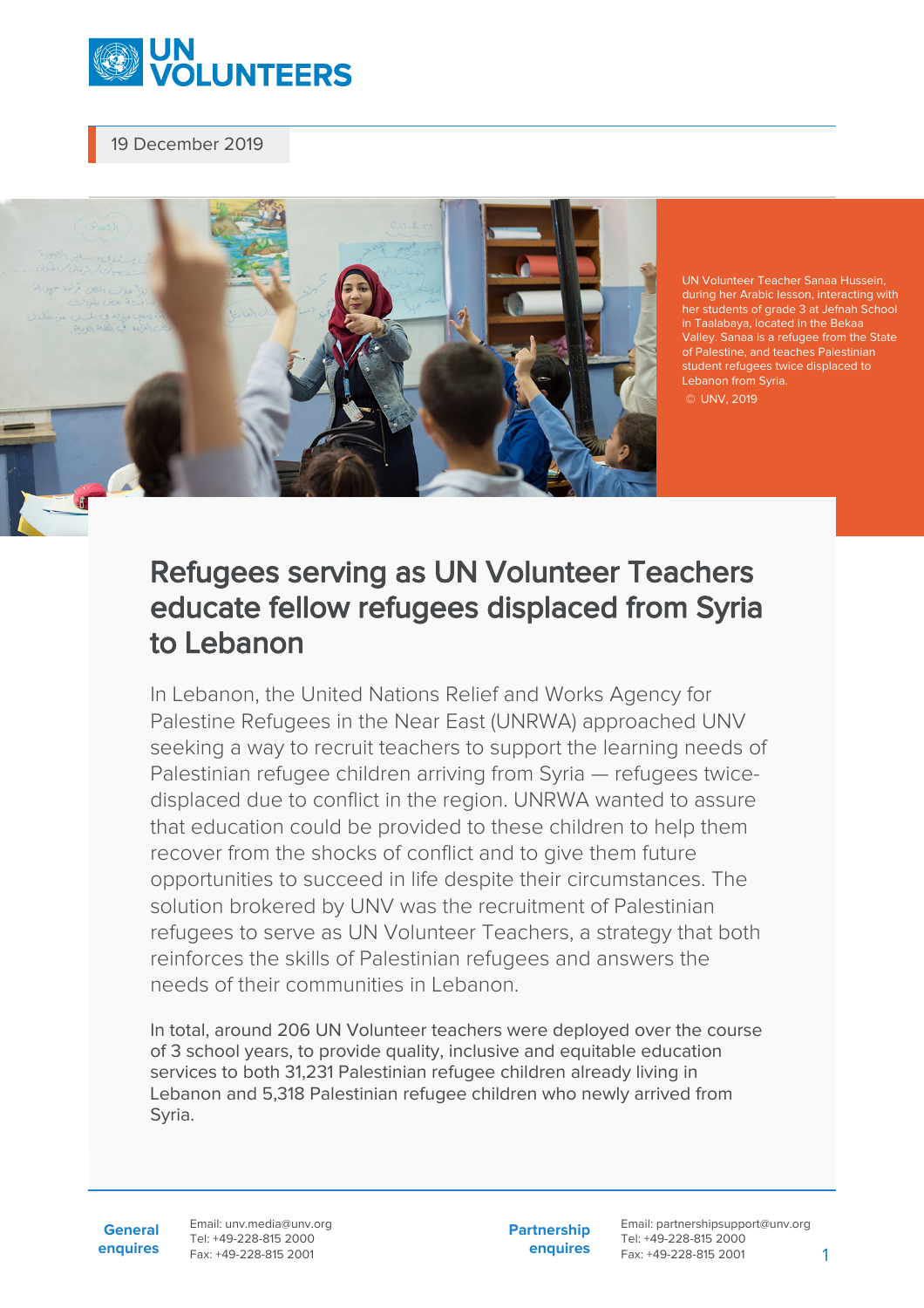19 December 2019

UN Volunteer Teacher Sanaa Hussein, during her Arabic lesson, interacting with her students of grade 3 at Jefnah School in Taalabaya, located in the Bekaa Valley. Sanaa is a refugee from the State of Palestine, and teaches Palestinian student refugees twice displaced to Lebanon from Syria.
© UNV, 2019

# Refugees serving as UN Volunteer Teachers educate fellow refugees displaced from Syria to Lebanon

In Lebanon, the United Nations Relief and Works Agency for Palestine Refugees in the Near East (UNRWA) approached UNV seeking a way to recruit teachers to support the learning needs of Palestinian refugee children arriving from Syria — refugees twice-displaced due to conflict in the region. UNRWA wanted to assure that education could be provided to these children to help them recover from the shocks of conflict and to give them future opportunities to succeed in life despite their circumstances. The solution brokered by UNV was the recruitment of Palestinian refugees to serve as UN Volunteer Teachers, a strategy that both reinforces the skills of Palestinian refugees and answers the needs of their communities in Lebanon.

In total, around 206 UN Volunteer teachers were deployed over the course of 3 school years, to provide quality, inclusive and equitable education services to both 31,231 Palestinian refugee children already living in Lebanon and 5,318 Palestinian refugee children who newly arrived from Syria.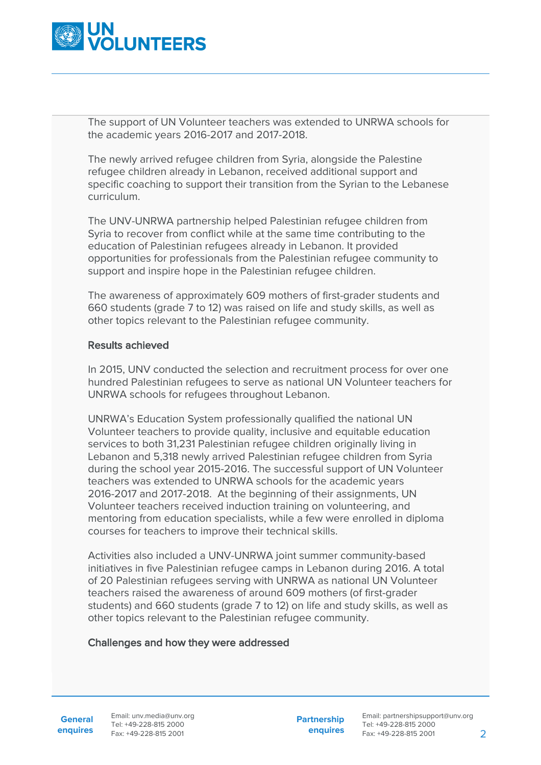The support of UN Volunteer teachers was extended to UNRWA schools for the academic years 2016-2017 and 2017-2018.

The newly arrived refugee children from Syria, alongside the Palestine refugee children already in Lebanon, received additional support and specific coaching to support their transition from the Syrian to the Lebanese curriculum.

The UNV-UNRWA partnership helped Palestinian refugee children from Syria to recover from conflict while at the same time contributing to the education of Palestinian refugees already in Lebanon. It provided opportunities for professionals from the Palestinian refugee community to support and inspire hope in the Palestinian refugee children.

The awareness of approximately 609 mothers of first-grader students and 660 students (grade 7 to 12) was raised on life and study skills, as well as other topics relevant to the Palestinian refugee community.

### Results achieved

In 2015, UNV conducted the selection and recruitment process for over one hundred Palestinian refugees to serve as national UN Volunteer teachers for UNRWA schools for refugees throughout Lebanon.

UNRWA's Education System professionally qualified the national UN Volunteer teachers to provide quality, inclusive and equitable education services to both 31,231 Palestinian refugee children originally living in Lebanon and 5,318 newly arrived Palestinian refugee children from Syria during the school year 2015-2016. The successful support of UN Volunteer teachers was extended to UNRWA schools for the academic years 2016-2017 and 2017-2018. At the beginning of their assignments, UN Volunteer teachers received induction training on volunteering, and mentoring from education specialists, while a few were enrolled in diploma courses for teachers to improve their technical skills.

Activities also included a UNV-UNRWA joint summer community-based initiatives in five Palestinian refugee camps in Lebanon during 2016. A total of 20 Palestinian refugees serving with UNRWA as national UN Volunteer teachers raised the awareness of around 609 mothers (of first-grader students) and 660 students (grade 7 to 12) on life and study skills, as well as other topics relevant to the Palestinian refugee community.

### Challenges and how they were addressed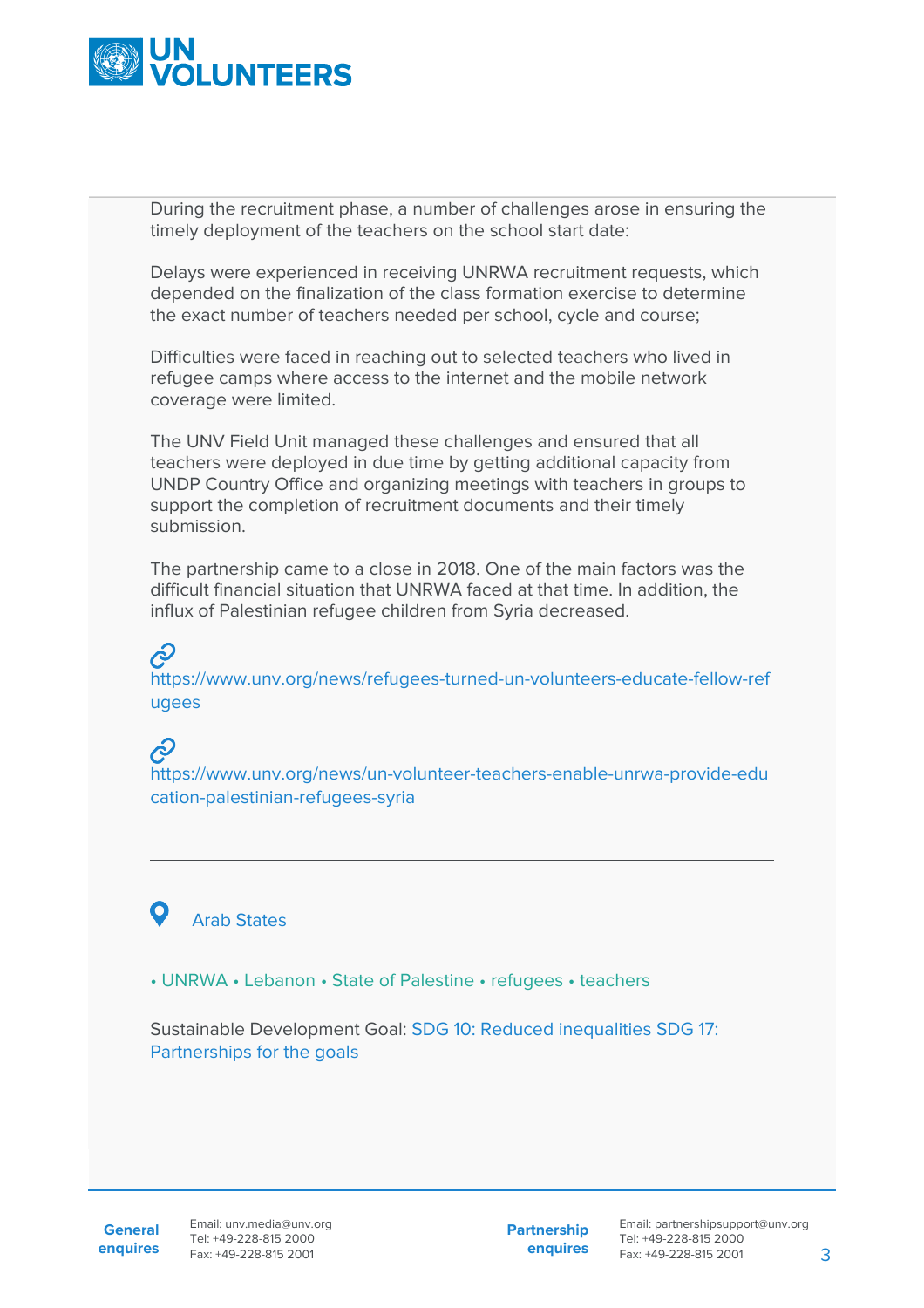During the recruitment phase, a number of challenges arose in ensuring the timely deployment of the teachers on the school start date:

Delays were experienced in receiving UNRWA recruitment requests, which depended on the finalization of the class formation exercise to determine the exact number of teachers needed per school, cycle and course;

Difficulties were faced in reaching out to selected teachers who lived in refugee camps where access to the internet and the mobile network coverage were limited.

The UNV Field Unit managed these challenges and ensured that all teachers were deployed in due time by getting additional capacity from UNDP Country Office and organizing meetings with teachers in groups to support the completion of recruitment documents and their timely submission.

The partnership came to a close in 2018. One of the main factors was the difficult financial situation that UNRWA faced at that time. In addition, the influx of Palestinian refugee children from Syria decreased.

https://www.unv.org/news/refugees-turned-un-volunteers-educate-fellow-refugees

https://www.unv.org/news/un-volunteer-teachers-enable-unrwa-provide-education-palestinian-refugees-syria

---

Arab States

• UNRWA • Lebanon • State of Palestine • refugees • teachers

Sustainable Development Goal: SDG 10: Reduced inequalities SDG 17: Partnerships for the goals

**General enquires** Email: unv.media@unv.org Tel: +49-228-815 2000 Fax: +49-228-815 2001

**Partnership enquires** Email: partnershipsupport@unv.org Tel: +49-228-815 2000 Fax: +49-228-815 2001